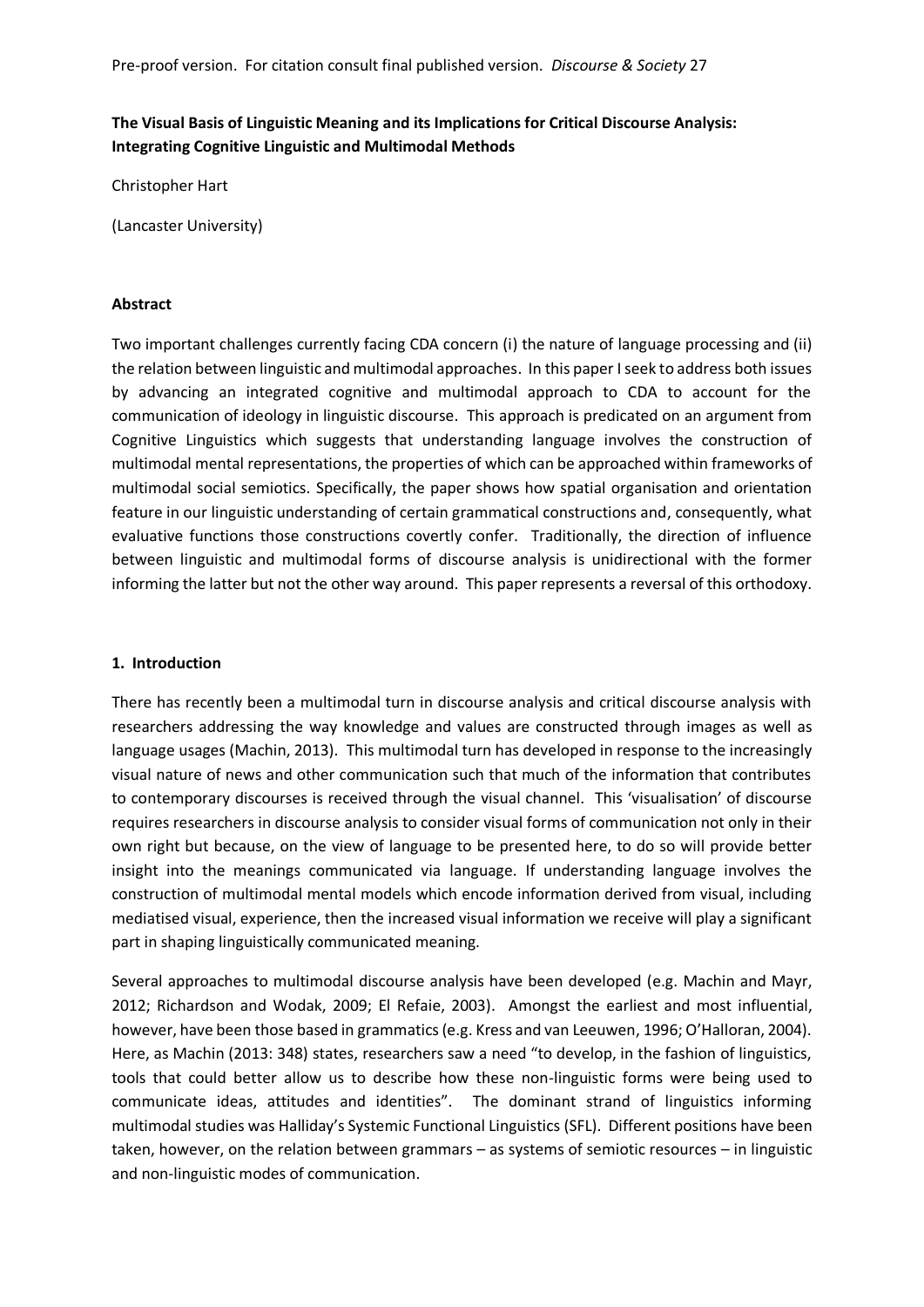Pre-proof version. For citation consult final published version. *Discourse & Society* 27

**The Visual Basis of Linguistic Meaning and its Implications for Critical Discourse Analysis: Integrating Cognitive Linguistic and Multimodal Methods**

Christopher Hart

(Lancaster University)

## Abstract

Two important challenges currently facing CDA concern (i) the nature of language processing and (ii) the relation between linguistic and multimodal approaches. In this paper I seek to address both issues by advancing an integrated cognitive and multimodal approach to CDA to account for the communication of ideology in linguistic discourse. This approach is predicated on an argument from Cognitive Linguistics which suggests that understanding language involves the construction of multimodal mental representations, the properties of which can be approached within frameworks of multimodal social semiotics. Specifically, the paper shows how spatial organisation and orientation feature in our linguistic understanding of certain grammatical constructions and, consequently, what evaluative functions those constructions covertly confer. Traditionally, the direction of influence between linguistic and multimodal forms of discourse analysis is unidirectional with the former informing the latter but not the other way around. This paper represents a reversal of this orthodoxy.

## 1. Introduction

There has recently been a multimodal turn in discourse analysis and critical discourse analysis with researchers addressing the way knowledge and values are constructed through images as well as language usages (Machin, 2013). This multimodal turn has developed in response to the increasingly visual nature of news and other communication such that much of the information that contributes to contemporary discourses is received through the visual channel. This 'visualisation' of discourse requires researchers in discourse analysis to consider visual forms of communication not only in their own right but because, on the view of language to be presented here, to do so will provide better insight into the meanings communicated via language. If understanding language involves the construction of multimodal mental models which encode information derived from visual, including mediatised visual, experience, then the increased visual information we receive will play a significant part in shaping linguistically communicated meaning.

Several approaches to multimodal discourse analysis have been developed (e.g. Machin and Mayr, 2012; Richardson and Wodak, 2009; El Refaie, 2003). Amongst the earliest and most influential, however, have been those based in grammatics (e.g. Kress and van Leeuwen, 1996; O'Halloran, 2004). Here, as Machin (2013: 348) states, researchers saw a need "to develop, in the fashion of linguistics, tools that could better allow us to describe how these non-linguistic forms were being used to communicate ideas, attitudes and identities". The dominant strand of linguistics informing multimodal studies was Halliday's Systemic Functional Linguistics (SFL). Different positions have been taken, however, on the relation between grammars – as systems of semiotic resources – in linguistic and non-linguistic modes of communication.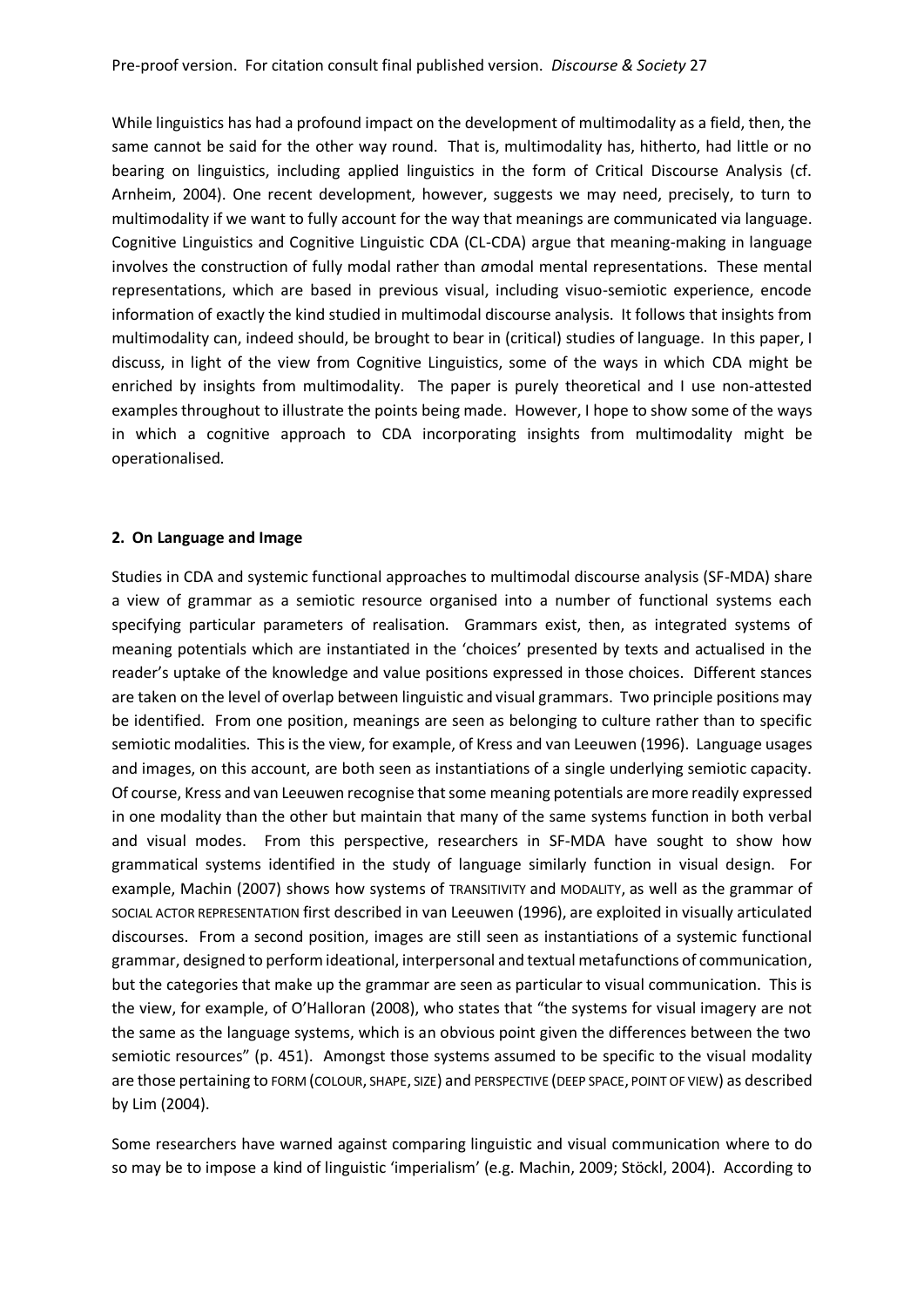While linguistics has had a profound impact on the development of multimodality as a field, then, the same cannot be said for the other way round. That is, multimodality has, hitherto, had little or no bearing on linguistics, including applied linguistics in the form of Critical Discourse Analysis (cf. Arnheim, 2004). One recent development, however, suggests we may need, precisely, to turn to multimodality if we want to fully account for the way that meanings are communicated via language. Cognitive Linguistics and Cognitive Linguistic CDA (CL-CDA) argue that meaning-making in language involves the construction of fully modal rather than *a*modal mental representations. These mental representations, which are based in previous visual, including visuo-semiotic experience, encode information of exactly the kind studied in multimodal discourse analysis. It follows that insights from multimodality can, indeed should, be brought to bear in (critical) studies of language. In this paper, I discuss, in light of the view from Cognitive Linguistics, some of the ways in which CDA might be enriched by insights from multimodality. The paper is purely theoretical and I use non-attested examples throughout to illustrate the points being made. However, I hope to show some of the ways in which a cognitive approach to CDA incorporating insights from multimodality might be operationalised.

## 2. On Language and Image

Studies in CDA and systemic functional approaches to multimodal discourse analysis (SF-MDA) share a view of grammar as a semiotic resource organised into a number of functional systems each specifying particular parameters of realisation. Grammars exist, then, as integrated systems of meaning potentials which are instantiated in the 'choices' presented by texts and actualised in the reader's uptake of the knowledge and value positions expressed in those choices. Different stances are taken on the level of overlap between linguistic and visual grammars. Two principle positions may be identified. From one position, meanings are seen as belonging to culture rather than to specific semiotic modalities. This is the view, for example, of Kress and van Leeuwen (1996). Language usages and images, on this account, are both seen as instantiations of a single underlying semiotic capacity. Of course, Kress and van Leeuwen recognise that some meaning potentials are more readily expressed in one modality than the other but maintain that many of the same systems function in both verbal and visual modes. From this perspective, researchers in SF-MDA have sought to show how grammatical systems identified in the study of language similarly function in visual design. For example, Machin (2007) shows how systems of TRANSITIVITY and MODALITY, as well as the grammar of SOCIAL ACTOR REPRESENTATION first described in van Leeuwen (1996), are exploited in visually articulated discourses. From a second position, images are still seen as instantiations of a systemic functional grammar, designed to perform ideational, interpersonal and textual metafunctions of communication, but the categories that make up the grammar are seen as particular to visual communication. This is the view, for example, of O'Halloran (2008), who states that "the systems for visual imagery are not the same as the language systems, which is an obvious point given the differences between the two semiotic resources" (p. 451). Amongst those systems assumed to be specific to the visual modality are those pertaining to FORM (COLOUR, SHAPE, SIZE) and PERSPECTIVE (DEEP SPACE, POINT OF VIEW) as described by Lim (2004).

Some researchers have warned against comparing linguistic and visual communication where to do so may be to impose a kind of linguistic 'imperialism' (e.g. Machin, 2009; Stöckl, 2004). According to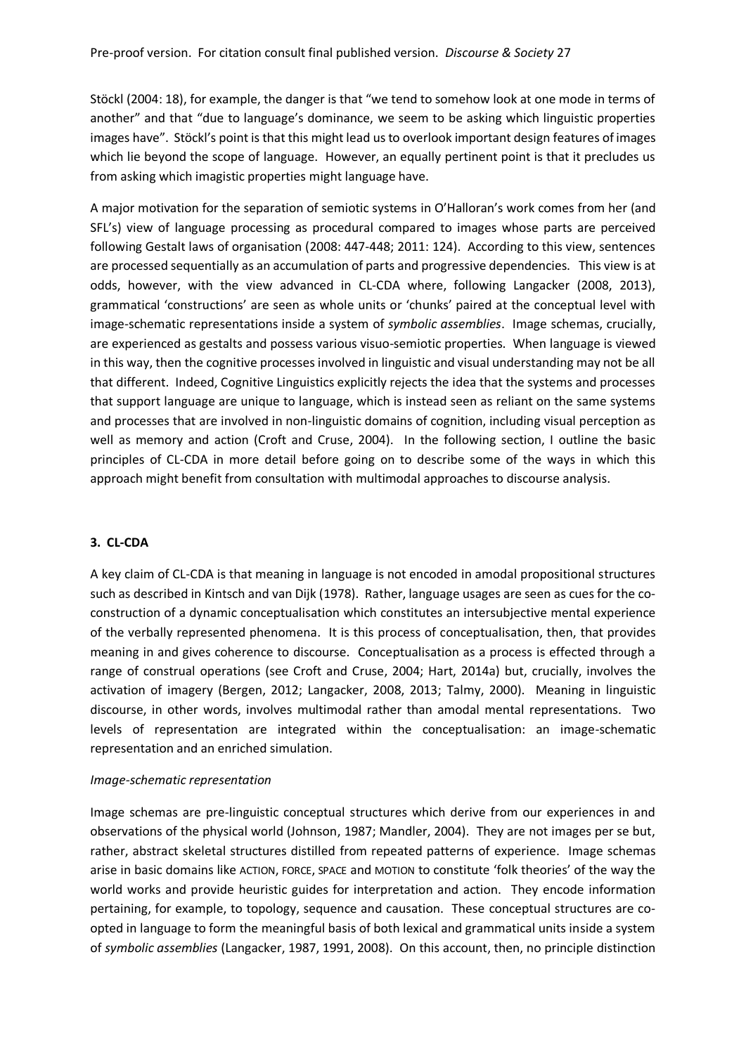Stöckl (2004: 18), for example, the danger is that "we tend to somehow look at one mode in terms of another" and that "due to language's dominance, we seem to be asking which linguistic properties images have". Stöckl's point is that this might lead us to overlook important design features of images which lie beyond the scope of language. However, an equally pertinent point is that it precludes us from asking which imagistic properties might language have.

A major motivation for the separation of semiotic systems in O'Halloran's work comes from her (and SFL's) view of language processing as procedural compared to images whose parts are perceived following Gestalt laws of organisation (2008: 447-448; 2011: 124). According to this view, sentences are processed sequentially as an accumulation of parts and progressive dependencies. This view is at odds, however, with the view advanced in CL-CDA where, following Langacker (2008, 2013), grammatical 'constructions' are seen as whole units or 'chunks' paired at the conceptual level with image-schematic representations inside a system of *symbolic assemblies*. Image schemas, crucially, are experienced as gestalts and possess various visuo-semiotic properties. When language is viewed in this way, then the cognitive processes involved in linguistic and visual understanding may not be all that different. Indeed, Cognitive Linguistics explicitly rejects the idea that the systems and processes that support language are unique to language, which is instead seen as reliant on the same systems and processes that are involved in non-linguistic domains of cognition, including visual perception as well as memory and action (Croft and Cruse, 2004). In the following section, I outline the basic principles of CL-CDA in more detail before going on to describe some of the ways in which this approach might benefit from consultation with multimodal approaches to discourse analysis.

## 3. CL-CDA

A key claim of CL-CDA is that meaning in language is not encoded in amodal propositional structures such as described in Kintsch and van Dijk (1978). Rather, language usages are seen as cues for the co-construction of a dynamic conceptualisation which constitutes an intersubjective mental experience of the verbally represented phenomena. It is this process of conceptualisation, then, that provides meaning in and gives coherence to discourse. Conceptualisation as a process is effected through a range of construal operations (see Croft and Cruse, 2004; Hart, 2014a) but, crucially, involves the activation of imagery (Bergen, 2012; Langacker, 2008, 2013; Talmy, 2000). Meaning in linguistic discourse, in other words, involves multimodal rather than amodal mental representations. Two levels of representation are integrated within the conceptualisation: an image-schematic representation and an enriched simulation.

*Image-schematic representation*

Image schemas are pre-linguistic conceptual structures which derive from our experiences in and observations of the physical world (Johnson, 1987; Mandler, 2004). They are not images per se but, rather, abstract skeletal structures distilled from repeated patterns of experience. Image schemas arise in basic domains like ACTION, FORCE, SPACE and MOTION to constitute 'folk theories' of the way the world works and provide heuristic guides for interpretation and action. They encode information pertaining, for example, to topology, sequence and causation. These conceptual structures are co-opted in language to form the meaningful basis of both lexical and grammatical units inside a system of *symbolic assemblies* (Langacker, 1987, 1991, 2008). On this account, then, no principle distinction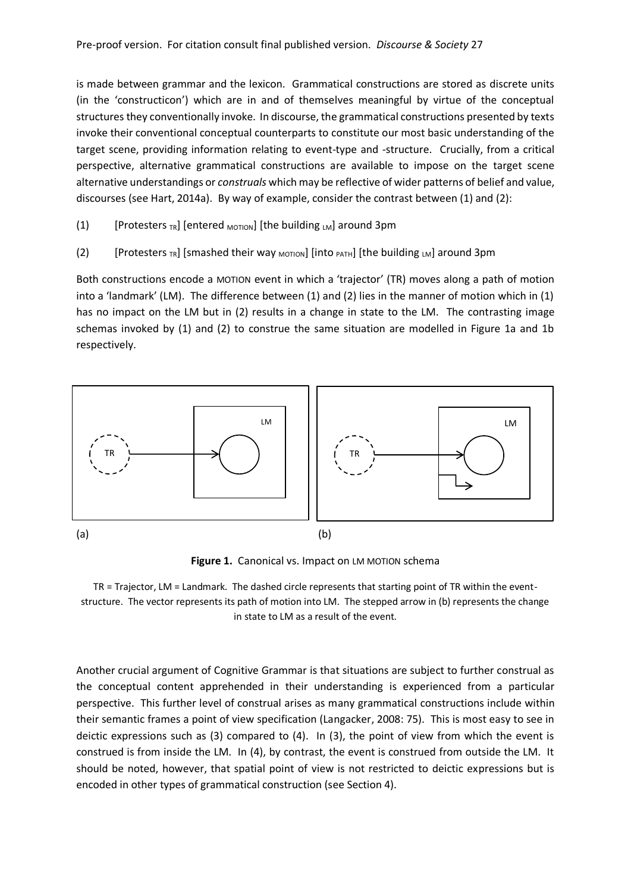is made between grammar and the lexicon. Grammatical constructions are stored as discrete units (in the 'constructicon') which are in and of themselves meaningful by virtue of the conceptual structures they conventionally invoke. In discourse, the grammatical constructions presented by texts invoke their conventional conceptual counterparts to constitute our most basic understanding of the target scene, providing information relating to event-type and -structure. Crucially, from a critical perspective, alternative grammatical constructions are available to impose on the target scene alternative understandings or *construals* which may be reflective of wider patterns of belief and value, discourses (see Hart, 2014a). By way of example, consider the contrast between (1) and (2):

(1) [Protesters $_{TR}$] [entered $_{MOTION}$] [the building $_{LM}$] around 3pm

(2) [Protesters $_{TR}$] [smashed their way $_{MOTION}$] [into $_{PATH}$] [the building $_{LM}$] around 3pm

Both constructions encode a MOTION event in which a 'trajector' (TR) moves along a path of motion into a 'landmark' (LM). The difference between (1) and (2) lies in the manner of motion which in (1) has no impact on the LM but in (2) results in a change in state to the LM. The contrasting image schemas invoked by (1) and (2) to construe the same situation are modelled in Figure 1a and 1b respectively.

(a) (b)

**Figure 1.** Canonical vs. Impact on LM MOTION schema

TR = Trajector, LM = Landmark. The dashed circle represents that starting point of TR within the event-structure. The vector represents its path of motion into LM. The stepped arrow in (b) represents the change in state to LM as a result of the event.

Another crucial argument of Cognitive Grammar is that situations are subject to further construal as the conceptual content apprehended in their understanding is experienced from a particular perspective. This further level of construal arises as many grammatical constructions include within their semantic frames a point of view specification (Langacker, 2008: 75). This is most easy to see in deictic expressions such as (3) compared to (4). In (3), the point of view from which the event is construed is from inside the LM. In (4), by contrast, the event is construed from outside the LM. It should be noted, however, that spatial point of view is not restricted to deictic expressions but is encoded in other types of grammatical construction (see Section 4).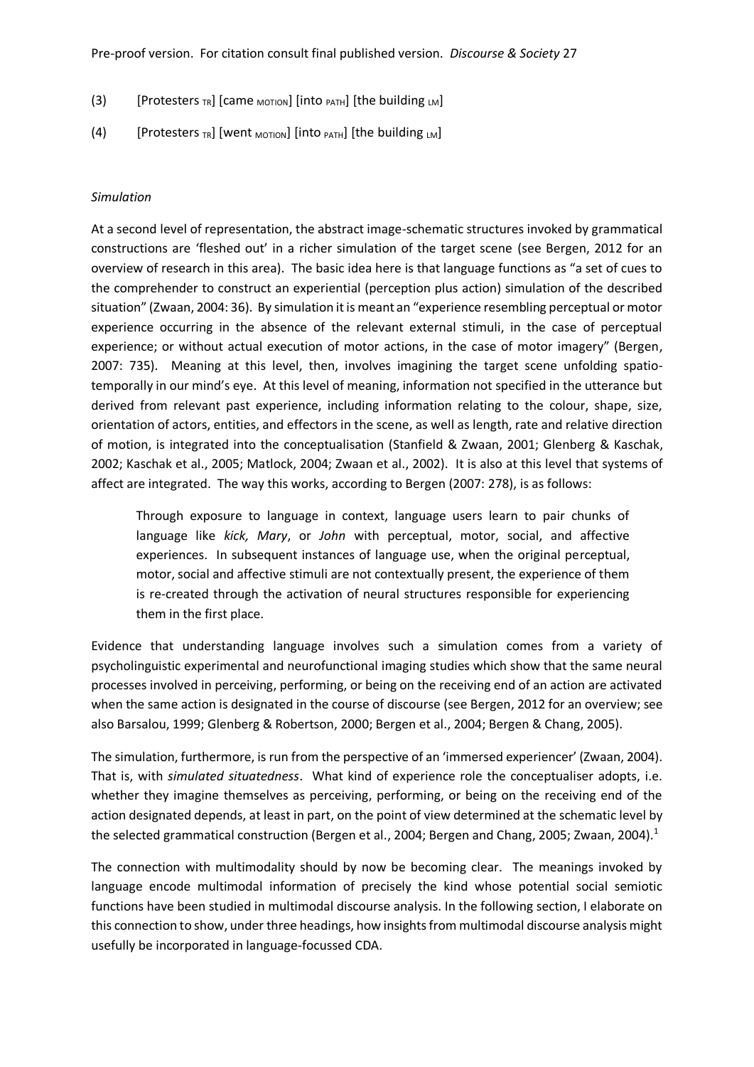(3) [Protesters $_{TR}$] [came $_{MOTION}$] [into $_{PATH}$] [the building $_{LM}$]

(4) [Protesters $_{TR}$] [went $_{MOTION}$] [into $_{PATH}$] [the building $_{LM}$]

*Simulation*

At a second level of representation, the abstract image-schematic structures invoked by grammatical constructions are 'fleshed out' in a richer simulation of the target scene (see Bergen, 2012 for an overview of research in this area). The basic idea here is that language functions as "a set of cues to the comprehender to construct an experiential (perception plus action) simulation of the described situation" (Zwaan, 2004: 36). By simulation it is meant an "experience resembling perceptual or motor experience occurring in the absence of the relevant external stimuli, in the case of perceptual experience; or without actual execution of motor actions, in the case of motor imagery" (Bergen, 2007: 735). Meaning at this level, then, involves imagining the target scene unfolding spatio-temporally in our mind's eye. At this level of meaning, information not specified in the utterance but derived from relevant past experience, including information relating to the colour, shape, size, orientation of actors, entities, and effectors in the scene, as well as length, rate and relative direction of motion, is integrated into the conceptualisation (Stanfield & Zwaan, 2001; Glenberg & Kaschak, 2002; Kaschak et al., 2005; Matlock, 2004; Zwaan et al., 2002). It is also at this level that systems of affect are integrated. The way this works, according to Bergen (2007: 278), is as follows:

> Through exposure to language in context, language users learn to pair chunks of language like *kick, Mary*, or *John* with perceptual, motor, social, and affective experiences. In subsequent instances of language use, when the original perceptual, motor, social and affective stimuli are not contextually present, the experience of them is re-created through the activation of neural structures responsible for experiencing them in the first place.

Evidence that understanding language involves such a simulation comes from a variety of psycholinguistic experimental and neurofunctional imaging studies which show that the same neural processes involved in perceiving, performing, or being on the receiving end of an action are activated when the same action is designated in the course of discourse (see Bergen, 2012 for an overview; see also Barsalou, 1999; Glenberg & Robertson, 2000; Bergen et al., 2004; Bergen & Chang, 2005).

The simulation, furthermore, is run from the perspective of an 'immersed experiencer' (Zwaan, 2004). That is, with *simulated situatedness*. What kind of experience role the conceptualiser adopts, i.e. whether they imagine themselves as perceiving, performing, or being on the receiving end of the action designated depends, at least in part, on the point of view determined at the schematic level by the selected grammatical construction (Bergen et al., 2004; Bergen and Chang, 2005; Zwaan, 2004).[1]

The connection with multimodality should by now be becoming clear. The meanings invoked by language encode multimodal information of precisely the kind whose potential social semiotic functions have been studied in multimodal discourse analysis. In the following section, I elaborate on this connection to show, under three headings, how insights from multimodal discourse analysis might usefully be incorporated in language-focussed CDA.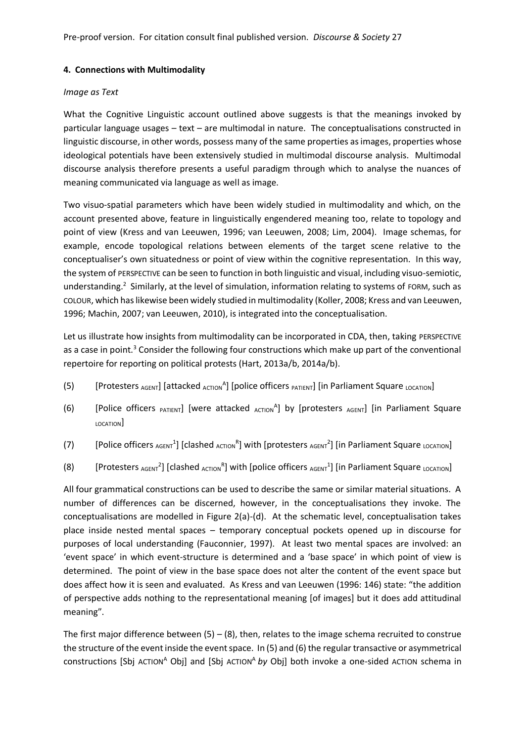## 4. Connections with Multimodality

*Image as Text*

What the Cognitive Linguistic account outlined above suggests is that the meanings invoked by particular language usages – text – are multimodal in nature. The conceptualisations constructed in linguistic discourse, in other words, possess many of the same properties as images, properties whose ideological potentials have been extensively studied in multimodal discourse analysis. Multimodal discourse analysis therefore presents a useful paradigm through which to analyse the nuances of meaning communicated via language as well as image.

Two visuo-spatial parameters which have been widely studied in multimodality and which, on the account presented above, feature in linguistically engendered meaning too, relate to topology and point of view (Kress and van Leeuwen, 1996; van Leeuwen, 2008; Lim, 2004). Image schemas, for example, encode topological relations between elements of the target scene relative to the conceptualiser's own situatedness or point of view within the cognitive representation. In this way, the system of PERSPECTIVE can be seen to function in both linguistic and visual, including visuo-semiotic, understanding.[2] Similarly, at the level of simulation, information relating to systems of FORM, such as COLOUR, which has likewise been widely studied in multimodality (Koller, 2008; Kress and van Leeuwen, 1996; Machin, 2007; van Leeuwen, 2010), is integrated into the conceptualisation.

Let us illustrate how insights from multimodality can be incorporated in CDA, then, taking PERSPECTIVE as a case in point.[3] Consider the following four constructions which make up part of the conventional repertoire for reporting on political protests (Hart, 2013a/b, 2014a/b).

(5) [Protesters $_{\text{AGENT}}$] [attacked $_{\text{ACTION}}{}^{\text{A}}$] [police officers $_{\text{PATIENT}}$] [in Parliament Square $_{\text{LOCATION}}$]

(6) [Police officers $_{\text{PATIENT}}$] [were attacked $_{\text{ACTION}}{}^{\text{A}}$] by [protesters $_{\text{AGENT}}$] [in Parliament Square $_{\text{LOCATION}}$]

(7) [Police officers $_{\text{AGENT}}{}^{1}$] [clashed $_{\text{ACTION}}{}^{\text{R}}$] with [protesters $_{\text{AGENT}}{}^{2}$] [in Parliament Square $_{\text{LOCATION}}$]

(8) [Protesters $_{\text{AGENT}}{}^{2}$] [clashed $_{\text{ACTION}}{}^{\text{R}}$] with [police officers $_{\text{AGENT}}{}^{1}$] [in Parliament Square $_{\text{LOCATION}}$]

All four grammatical constructions can be used to describe the same or similar material situations. A number of differences can be discerned, however, in the conceptualisations they invoke. The conceptualisations are modelled in Figure 2(a)-(d). At the schematic level, conceptualisation takes place inside nested mental spaces – temporary conceptual pockets opened up in discourse for purposes of local understanding (Fauconnier, 1997). At least two mental spaces are involved: an 'event space' in which event-structure is determined and a 'base space' in which point of view is determined. The point of view in the base space does not alter the content of the event space but does affect how it is seen and evaluated. As Kress and van Leeuwen (1996: 146) state: "the addition of perspective adds nothing to the representational meaning [of images] but it does add attitudinal meaning".

The first major difference between (5) – (8), then, relates to the image schema recruited to construe the structure of the event inside the event space. In (5) and (6) the regular transactive or asymmetrical constructions [Sbj ACTION$^{\text{A}}$ Obj] and [Sbj ACTION$^{\text{A}}$ *by* Obj] both invoke a one-sided ACTION schema in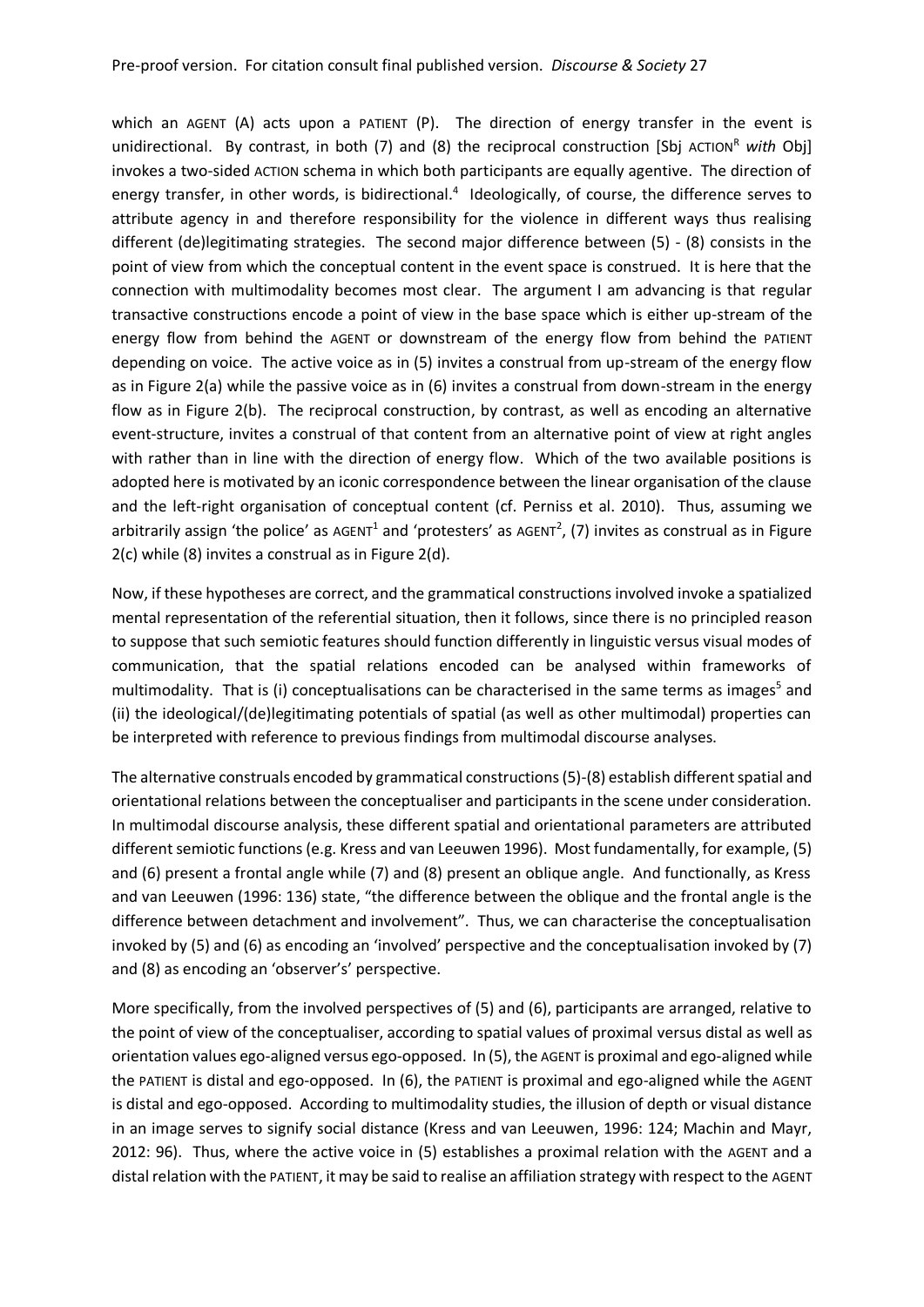which an AGENT (A) acts upon a PATIENT (P). The direction of energy transfer in the event is unidirectional. By contrast, in both (7) and (8) the reciprocal construction [Sbj ACTION[R] *with* Obj] invokes a two-sided ACTION schema in which both participants are equally agentive. The direction of energy transfer, in other words, is bidirectional.[4] Ideologically, of course, the difference serves to attribute agency in and therefore responsibility for the violence in different ways thus realising different (de)legitimating strategies. The second major difference between (5) - (8) consists in the point of view from which the conceptual content in the event space is construed. It is here that the connection with multimodality becomes most clear. The argument I am advancing is that regular transactive constructions encode a point of view in the base space which is either up-stream of the energy flow from behind the AGENT or downstream of the energy flow from behind the PATIENT depending on voice. The active voice as in (5) invites a construal from up-stream of the energy flow as in Figure 2(a) while the passive voice as in (6) invites a construal from down-stream in the energy flow as in Figure 2(b). The reciprocal construction, by contrast, as well as encoding an alternative event-structure, invites a construal of that content from an alternative point of view at right angles with rather than in line with the direction of energy flow. Which of the two available positions is adopted here is motivated by an iconic correspondence between the linear organisation of the clause and the left-right organisation of conceptual content (cf. Perniss et al. 2010). Thus, assuming we arbitrarily assign 'the police' as AGENT[1] and 'protesters' as AGENT[2], (7) invites as construal as in Figure 2(c) while (8) invites a construal as in Figure 2(d).

Now, if these hypotheses are correct, and the grammatical constructions involved invoke a spatialized mental representation of the referential situation, then it follows, since there is no principled reason to suppose that such semiotic features should function differently in linguistic versus visual modes of communication, that the spatial relations encoded can be analysed within frameworks of multimodality. That is (i) conceptualisations can be characterised in the same terms as images[5] and (ii) the ideological/(de)legitimating potentials of spatial (as well as other multimodal) properties can be interpreted with reference to previous findings from multimodal discourse analyses.

The alternative construals encoded by grammatical constructions (5)-(8) establish different spatial and orientational relations between the conceptualiser and participants in the scene under consideration. In multimodal discourse analysis, these different spatial and orientational parameters are attributed different semiotic functions (e.g. Kress and van Leeuwen 1996). Most fundamentally, for example, (5) and (6) present a frontal angle while (7) and (8) present an oblique angle. And functionally, as Kress and van Leeuwen (1996: 136) state, "the difference between the oblique and the frontal angle is the difference between detachment and involvement". Thus, we can characterise the conceptualisation invoked by (5) and (6) as encoding an 'involved' perspective and the conceptualisation invoked by (7) and (8) as encoding an 'observer's' perspective.

More specifically, from the involved perspectives of (5) and (6), participants are arranged, relative to the point of view of the conceptualiser, according to spatial values of proximal versus distal as well as orientation values ego-aligned versus ego-opposed. In (5), the AGENT is proximal and ego-aligned while the PATIENT is distal and ego-opposed. In (6), the PATIENT is proximal and ego-aligned while the AGENT is distal and ego-opposed. According to multimodality studies, the illusion of depth or visual distance in an image serves to signify social distance (Kress and van Leeuwen, 1996: 124; Machin and Mayr, 2012: 96). Thus, where the active voice in (5) establishes a proximal relation with the AGENT and a distal relation with the PATIENT, it may be said to realise an affiliation strategy with respect to the AGENT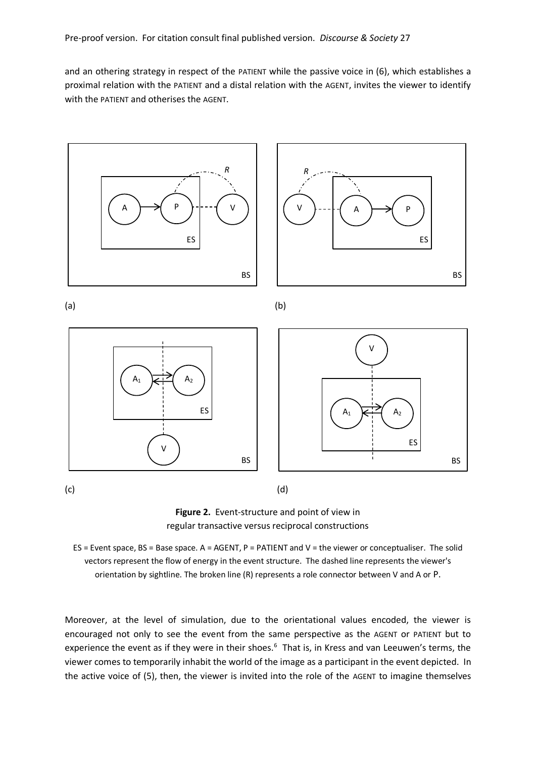and an othering strategy in respect of the PATIENT while the passive voice in (6), which establishes a proximal relation with the PATIENT and a distal relation with the AGENT, invites the viewer to identify with the PATIENT and otherises the AGENT.

**Figure 2.** Event-structure and point of view in regular transactive versus reciprocal constructions

ES = Event space, BS = Base space. A = AGENT, P = PATIENT and V = the viewer or conceptualiser. The solid vectors represent the flow of energy in the event structure. The dashed line represents the viewer's orientation by sightline. The broken line (R) represents a role connector between V and A or P.

Moreover, at the level of simulation, due to the orientational values encoded, the viewer is encouraged not only to see the event from the same perspective as the AGENT or PATIENT but to experience the event as if they were in their shoes.[6] That is, in Kress and van Leeuwen's terms, the viewer comes to temporarily inhabit the world of the image as a participant in the event depicted. In the active voice of (5), then, the viewer is invited into the role of the AGENT to imagine themselves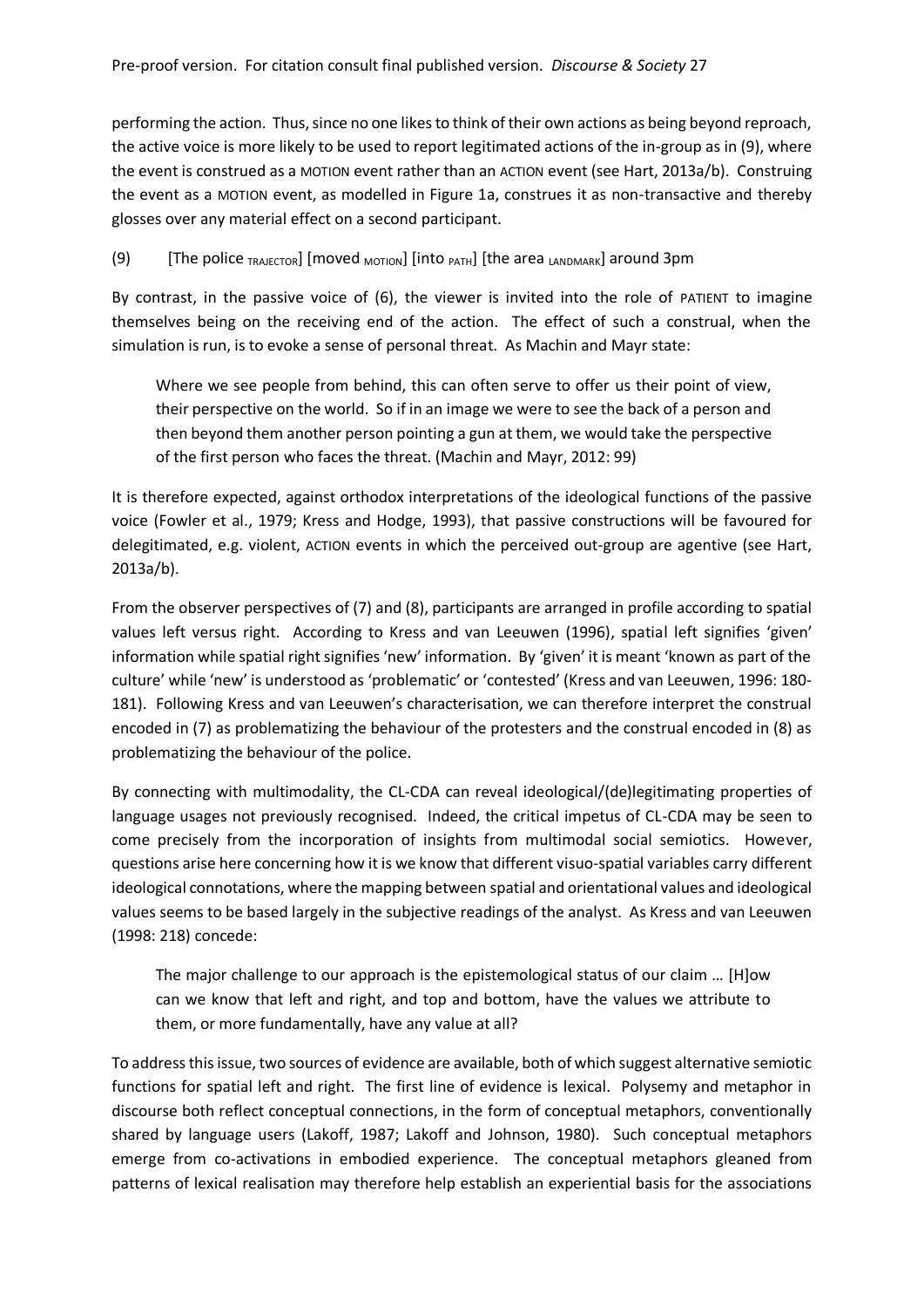performing the action. Thus, since no one likes to think of their own actions as being beyond reproach, the active voice is more likely to be used to report legitimated actions of the in-group as in (9), where the event is construed as a MOTION event rather than an ACTION event (see Hart, 2013a/b). Construing the event as a MOTION event, as modelled in Figure 1a, construes it as non-transactive and thereby glosses over any material effect on a second participant.

(9) [The police $_{\text{TRAJECTOR}}$] [moved $_{\text{MOTION}}$] [into $_{\text{PATH}}$] [the area $_{\text{LANDMARK}}$] around 3pm

By contrast, in the passive voice of (6), the viewer is invited into the role of PATIENT to imagine themselves being on the receiving end of the action. The effect of such a construal, when the simulation is run, is to evoke a sense of personal threat. As Machin and Mayr state:

> Where we see people from behind, this can often serve to offer us their point of view, their perspective on the world. So if in an image we were to see the back of a person and then beyond them another person pointing a gun at them, we would take the perspective of the first person who faces the threat. (Machin and Mayr, 2012: 99)

It is therefore expected, against orthodox interpretations of the ideological functions of the passive voice (Fowler et al., 1979; Kress and Hodge, 1993), that passive constructions will be favoured for delegitimated, e.g. violent, ACTION events in which the perceived out-group are agentive (see Hart, 2013a/b).

From the observer perspectives of (7) and (8), participants are arranged in profile according to spatial values left versus right. According to Kress and van Leeuwen (1996), spatial left signifies 'given' information while spatial right signifies 'new' information. By 'given' it is meant 'known as part of the culture' while 'new' is understood as 'problematic' or 'contested' (Kress and van Leeuwen, 1996: 180-181). Following Kress and van Leeuwen's characterisation, we can therefore interpret the construal encoded in (7) as problematizing the behaviour of the protesters and the construal encoded in (8) as problematizing the behaviour of the police.

By connecting with multimodality, the CL-CDA can reveal ideological/(de)legitimating properties of language usages not previously recognised. Indeed, the critical impetus of CL-CDA may be seen to come precisely from the incorporation of insights from multimodal social semiotics. However, questions arise here concerning how it is we know that different visuo-spatial variables carry different ideological connotations, where the mapping between spatial and orientational values and ideological values seems to be based largely in the subjective readings of the analyst. As Kress and van Leeuwen (1998: 218) concede:

> The major challenge to our approach is the epistemological status of our claim … [H]ow can we know that left and right, and top and bottom, have the values we attribute to them, or more fundamentally, have any value at all?

To address this issue, two sources of evidence are available, both of which suggest alternative semiotic functions for spatial left and right. The first line of evidence is lexical. Polysemy and metaphor in discourse both reflect conceptual connections, in the form of conceptual metaphors, conventionally shared by language users (Lakoff, 1987; Lakoff and Johnson, 1980). Such conceptual metaphors emerge from co-activations in embodied experience. The conceptual metaphors gleaned from patterns of lexical realisation may therefore help establish an experiential basis for the associations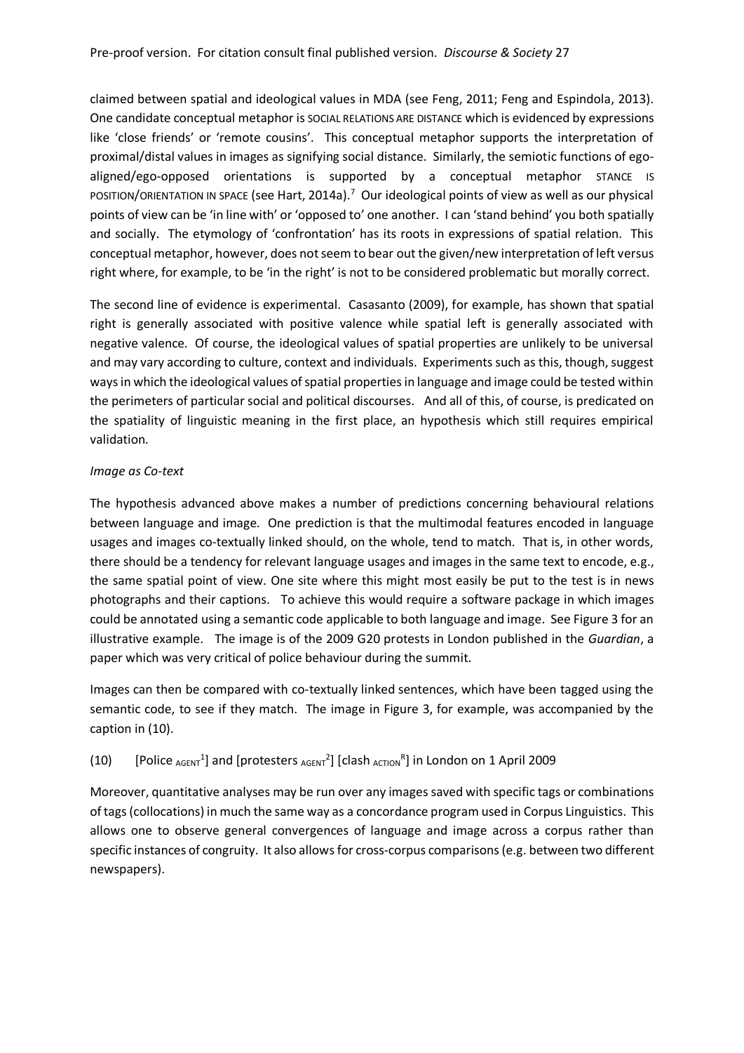claimed between spatial and ideological values in MDA (see Feng, 2011; Feng and Espindola, 2013). One candidate conceptual metaphor is SOCIAL RELATIONS ARE DISTANCE which is evidenced by expressions like 'close friends' or 'remote cousins'. This conceptual metaphor supports the interpretation of proximal/distal values in images as signifying social distance. Similarly, the semiotic functions of ego-aligned/ego-opposed orientations is supported by a conceptual metaphor STANCE IS POSITION/ORIENTATION IN SPACE (see Hart, 2014a).[7] Our ideological points of view as well as our physical points of view can be 'in line with' or 'opposed to' one another. I can 'stand behind' you both spatially and socially. The etymology of 'confrontation' has its roots in expressions of spatial relation. This conceptual metaphor, however, does not seem to bear out the given/new interpretation of left versus right where, for example, to be 'in the right' is not to be considered problematic but morally correct.

The second line of evidence is experimental. Casasanto (2009), for example, has shown that spatial right is generally associated with positive valence while spatial left is generally associated with negative valence. Of course, the ideological values of spatial properties are unlikely to be universal and may vary according to culture, context and individuals. Experiments such as this, though, suggest ways in which the ideological values of spatial properties in language and image could be tested within the perimeters of particular social and political discourses. And all of this, of course, is predicated on the spatiality of linguistic meaning in the first place, an hypothesis which still requires empirical validation.

*Image as Co-text*

The hypothesis advanced above makes a number of predictions concerning behavioural relations between language and image. One prediction is that the multimodal features encoded in language usages and images co-textually linked should, on the whole, tend to match. That is, in other words, there should be a tendency for relevant language usages and images in the same text to encode, e.g., the same spatial point of view. One site where this might most easily be put to the test is in news photographs and their captions. To achieve this would require a software package in which images could be annotated using a semantic code applicable to both language and image. See Figure 3 for an illustrative example. The image is of the 2009 G20 protests in London published in the *Guardian*, a paper which was very critical of police behaviour during the summit.

Images can then be compared with co-textually linked sentences, which have been tagged using the semantic code, to see if they match. The image in Figure 3, for example, was accompanied by the caption in (10).

(10) [Police $_{AGENT}^{1}$] and [protesters $_{AGENT}^{2}$] [clash $_{ACTION}^{R}$] in London on 1 April 2009

Moreover, quantitative analyses may be run over any images saved with specific tags or combinations of tags (collocations) in much the same way as a concordance program used in Corpus Linguistics. This allows one to observe general convergences of language and image across a corpus rather than specific instances of congruity. It also allows for cross-corpus comparisons (e.g. between two different newspapers).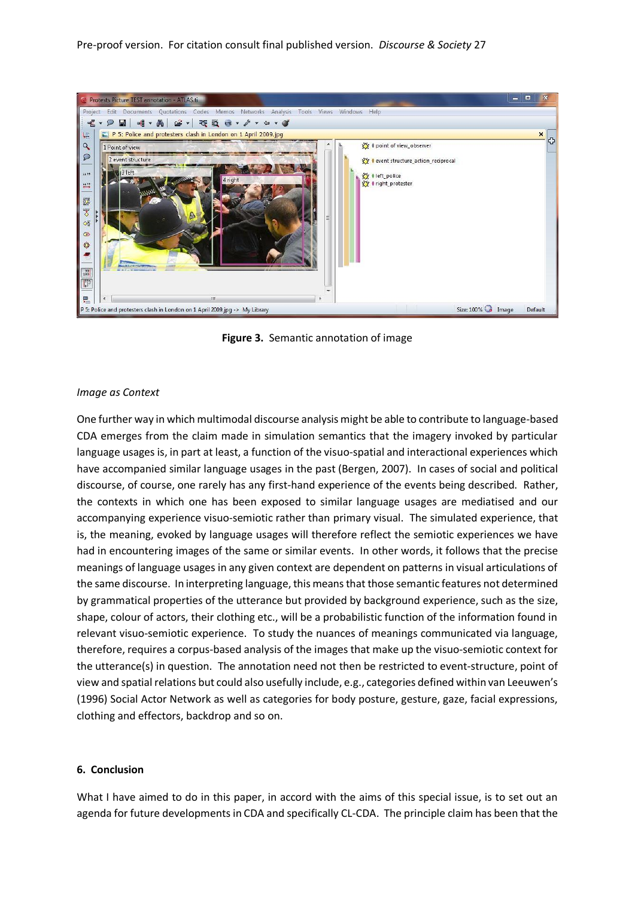**Figure 3.** Semantic annotation of image

*Image as Context*

One further way in which multimodal discourse analysis might be able to contribute to language-based CDA emerges from the claim made in simulation semantics that the imagery invoked by particular language usages is, in part at least, a function of the visuo-spatial and interactional experiences which have accompanied similar language usages in the past (Bergen, 2007). In cases of social and political discourse, of course, one rarely has any first-hand experience of the events being described. Rather, the contexts in which one has been exposed to similar language usages are mediatised and our accompanying experience visuo-semiotic rather than primary visual. The simulated experience, that is, the meaning, evoked by language usages will therefore reflect the semiotic experiences we have had in encountering images of the same or similar events. In other words, it follows that the precise meanings of language usages in any given context are dependent on patterns in visual articulations of the same discourse. In interpreting language, this means that those semantic features not determined by grammatical properties of the utterance but provided by background experience, such as the size, shape, colour of actors, their clothing etc., will be a probabilistic function of the information found in relevant visuo-semiotic experience. To study the nuances of meanings communicated via language, therefore, requires a corpus-based analysis of the images that make up the visuo-semiotic context for the utterance(s) in question. The annotation need not then be restricted to event-structure, point of view and spatial relations but could also usefully include, e.g., categories defined within van Leeuwen's (1996) Social Actor Network as well as categories for body posture, gesture, gaze, facial expressions, clothing and effectors, backdrop and so on.

## 6. Conclusion

What I have aimed to do in this paper, in accord with the aims of this special issue, is to set out an agenda for future developments in CDA and specifically CL-CDA. The principle claim has been that the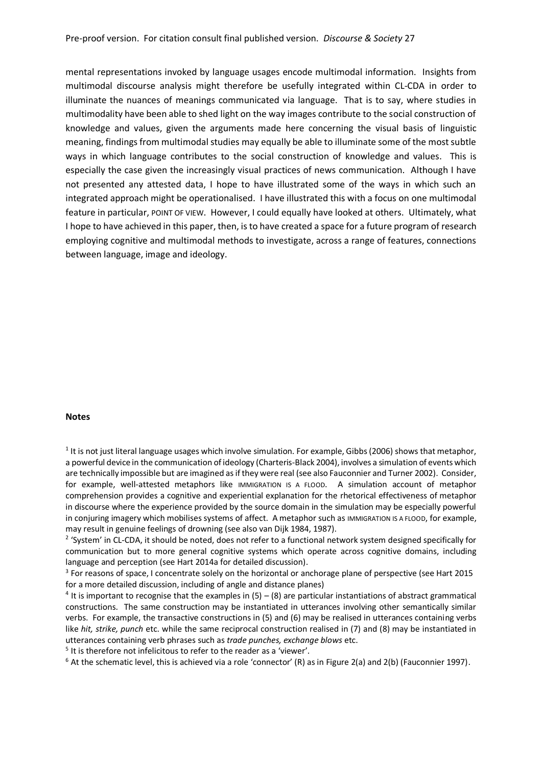mental representations invoked by language usages encode multimodal information. Insights from multimodal discourse analysis might therefore be usefully integrated within CL-CDA in order to illuminate the nuances of meanings communicated via language. That is to say, where studies in multimodality have been able to shed light on the way images contribute to the social construction of knowledge and values, given the arguments made here concerning the visual basis of linguistic meaning, findings from multimodal studies may equally be able to illuminate some of the most subtle ways in which language contributes to the social construction of knowledge and values. This is especially the case given the increasingly visual practices of news communication. Although I have not presented any attested data, I hope to have illustrated some of the ways in which such an integrated approach might be operationalised. I have illustrated this with a focus on one multimodal feature in particular, POINT OF VIEW. However, I could equally have looked at others. Ultimately, what I hope to have achieved in this paper, then, is to have created a space for a future program of research employing cognitive and multimodal methods to investigate, across a range of features, connections between language, image and ideology.

**Notes**

[1] It is not just literal language usages which involve simulation. For example, Gibbs (2006) shows that metaphor, a powerful device in the communication of ideology (Charteris-Black 2004), involves a simulation of events which are technically impossible but are imagined as if they were real (see also Fauconnier and Turner 2002). Consider, for example, well-attested metaphors like IMMIGRATION IS A FLOOD. A simulation account of metaphor comprehension provides a cognitive and experiential explanation for the rhetorical effectiveness of metaphor in discourse where the experience provided by the source domain in the simulation may be especially powerful in conjuring imagery which mobilises systems of affect. A metaphor such as IMMIGRATION IS A FLOOD, for example, may result in genuine feelings of drowning (see also van Dijk 1984, 1987).

[2] 'System' in CL-CDA, it should be noted, does not refer to a functional network system designed specifically for communication but to more general cognitive systems which operate across cognitive domains, including language and perception (see Hart 2014a for detailed discussion).

[3] For reasons of space, I concentrate solely on the horizontal or anchorage plane of perspective (see Hart 2015 for a more detailed discussion, including of angle and distance planes)

[4] It is important to recognise that the examples in (5) – (8) are particular instantiations of abstract grammatical constructions. The same construction may be instantiated in utterances involving other semantically similar verbs. For example, the transactive constructions in (5) and (6) may be realised in utterances containing verbs like *hit, strike, punch* etc. while the same reciprocal construction realised in (7) and (8) may be instantiated in utterances containing verb phrases such as *trade punches, exchange blows* etc.

[5] It is therefore not infelicitous to refer to the reader as a 'viewer'.

[6] At the schematic level, this is achieved via a role 'connector' (R) as in Figure 2(a) and 2(b) (Fauconnier 1997).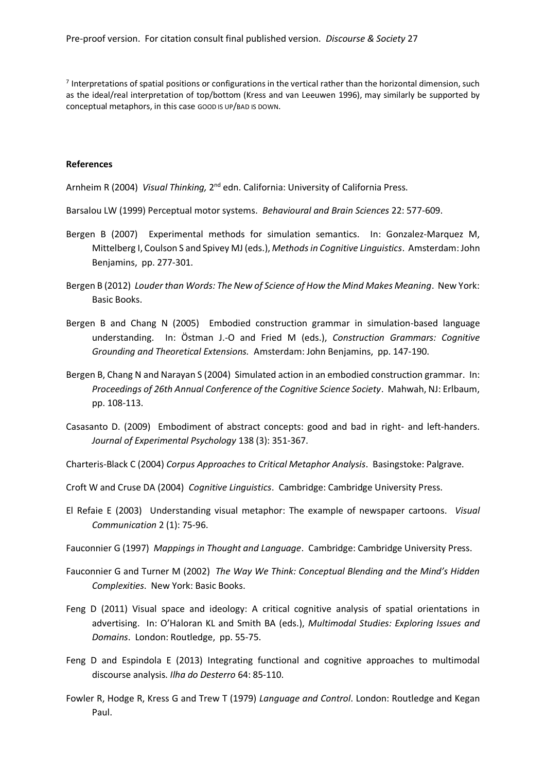[7] Interpretations of spatial positions or configurations in the vertical rather than the horizontal dimension, such as the ideal/real interpretation of top/bottom (Kress and van Leeuwen 1996), may similarly be supported by conceptual metaphors, in this case GOOD IS UP/BAD IS DOWN.

**References**

Arnheim R (2004) *Visual Thinking,* 2nd edn. California: University of California Press.

Barsalou LW (1999) Perceptual motor systems. *Behavioural and Brain Sciences* 22: 577-609.

Bergen B (2007) Experimental methods for simulation semantics. In: Gonzalez-Marquez M, Mittelberg I, Coulson S and Spivey MJ (eds.), *Methods in Cognitive Linguistics*. Amsterdam: John Benjamins, pp. 277-301.

Bergen B (2012) *Louder than Words: The New of Science of How the Mind Makes Meaning*. New York: Basic Books.

Bergen B and Chang N (2005) Embodied construction grammar in simulation-based language understanding. In: Östman J.-O and Fried M (eds.), *Construction Grammars: Cognitive Grounding and Theoretical Extensions.* Amsterdam: John Benjamins, pp. 147-190.

Bergen B, Chang N and Narayan S (2004) Simulated action in an embodied construction grammar. In: *Proceedings of 26th Annual Conference of the Cognitive Science Society*. Mahwah, NJ: Erlbaum, pp. 108-113.

Casasanto D. (2009) Embodiment of abstract concepts: good and bad in right- and left-handers. *Journal of Experimental Psychology* 138 (3): 351-367.

Charteris-Black C (2004) *Corpus Approaches to Critical Metaphor Analysis*. Basingstoke: Palgrave.

Croft W and Cruse DA (2004) *Cognitive Linguistics*. Cambridge: Cambridge University Press.

El Refaie E (2003) Understanding visual metaphor: The example of newspaper cartoons. *Visual Communication* 2 (1): 75-96.

Fauconnier G (1997) *Mappings in Thought and Language*. Cambridge: Cambridge University Press.

Fauconnier G and Turner M (2002) *The Way We Think: Conceptual Blending and the Mind's Hidden Complexities*. New York: Basic Books.

Feng D (2011) Visual space and ideology: A critical cognitive analysis of spatial orientations in advertising. In: O'Haloran KL and Smith BA (eds.), *Multimodal Studies: Exploring Issues and Domains*. London: Routledge, pp. 55-75.

Feng D and Espindola E (2013) Integrating functional and cognitive approaches to multimodal discourse analysis. *Ilha do Desterro* 64: 85-110.

Fowler R, Hodge R, Kress G and Trew T (1979) *Language and Control*. London: Routledge and Kegan Paul.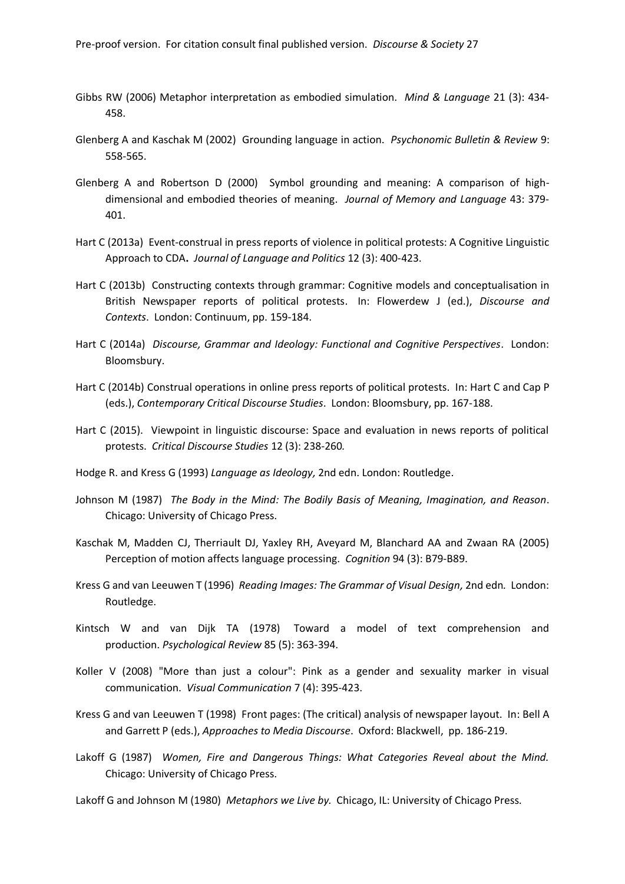Gibbs RW (2006) Metaphor interpretation as embodied simulation. *Mind & Language* 21 (3): 434-458.

Glenberg A and Kaschak M (2002) Grounding language in action. *Psychonomic Bulletin & Review* 9: 558-565.

Glenberg A and Robertson D (2000) Symbol grounding and meaning: A comparison of high-dimensional and embodied theories of meaning. *Journal of Memory and Language* 43: 379-401.

Hart C (2013a) Event-construal in press reports of violence in political protests: A Cognitive Linguistic Approach to CDA**.** *Journal of Language and Politics* 12 (3): 400-423.

Hart C (2013b) Constructing contexts through grammar: Cognitive models and conceptualisation in British Newspaper reports of political protests. In: Flowerdew J (ed.), *Discourse and Contexts*. London: Continuum, pp. 159-184.

Hart C (2014a) *Discourse, Grammar and Ideology: Functional and Cognitive Perspectives*. London: Bloomsbury.

Hart C (2014b) Construal operations in online press reports of political protests. In: Hart C and Cap P (eds.), *Contemporary Critical Discourse Studies*. London: Bloomsbury, pp. 167-188.

Hart C (2015). Viewpoint in linguistic discourse: Space and evaluation in news reports of political protests. *Critical Discourse Studies* 12 (3): 238-260*.*

Hodge R. and Kress G (1993) *Language as Ideology,* 2nd edn. London: Routledge.

Johnson M (1987) *The Body in the Mind: The Bodily Basis of Meaning, Imagination, and Reason*. Chicago: University of Chicago Press.

Kaschak M, Madden CJ, Therriault DJ, Yaxley RH, Aveyard M, Blanchard AA and Zwaan RA (2005) Perception of motion affects language processing. *Cognition* 94 (3): B79-B89.

Kress G and van Leeuwen T (1996) *Reading Images: The Grammar of Visual Design,* 2nd edn*.* London: Routledge.

Kintsch W and van Dijk TA (1978) Toward a model of text comprehension and production. *Psychological Review* 85 (5): 363-394.

Koller V (2008) "More than just a colour": Pink as a gender and sexuality marker in visual communication. *Visual Communication* 7 (4): 395-423.

Kress G and van Leeuwen T (1998) Front pages: (The critical) analysis of newspaper layout. In: Bell A and Garrett P (eds.), *Approaches to Media Discourse*. Oxford: Blackwell, pp. 186-219.

Lakoff G (1987) *Women, Fire and Dangerous Things: What Categories Reveal about the Mind.* Chicago: University of Chicago Press.

Lakoff G and Johnson M (1980) *Metaphors we Live by.* Chicago, IL: University of Chicago Press.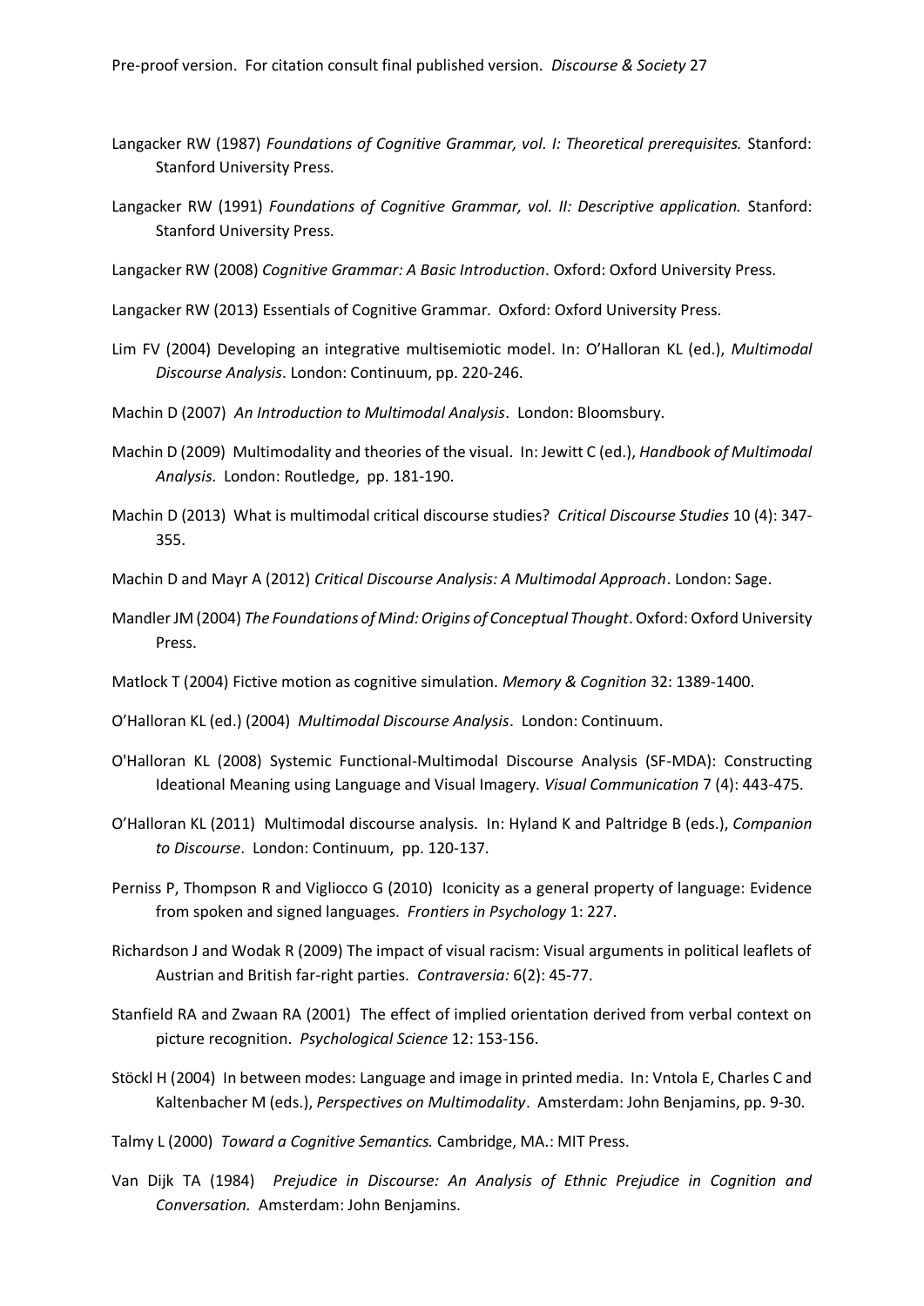Langacker RW (1987) *Foundations of Cognitive Grammar, vol. I: Theoretical prerequisites.* Stanford: Stanford University Press.

Langacker RW (1991) *Foundations of Cognitive Grammar, vol. II: Descriptive application.* Stanford: Stanford University Press.

Langacker RW (2008) *Cognitive Grammar: A Basic Introduction*. Oxford: Oxford University Press.

Langacker RW (2013) Essentials of Cognitive Grammar. Oxford: Oxford University Press.

Lim FV (2004) Developing an integrative multisemiotic model. In: O'Halloran KL (ed.), *Multimodal Discourse Analysis*. London: Continuum, pp. 220-246.

Machin D (2007) *An Introduction to Multimodal Analysis*. London: Bloomsbury.

Machin D (2009) Multimodality and theories of the visual. In: Jewitt C (ed.), *Handbook of Multimodal Analysis*. London: Routledge, pp. 181-190.

Machin D (2013) What is multimodal critical discourse studies? *Critical Discourse Studies* 10 (4): 347-355.

Machin D and Mayr A (2012) *Critical Discourse Analysis: A Multimodal Approach*. London: Sage.

Mandler JM (2004) *The Foundations of Mind: Origins of Conceptual Thought*. Oxford: Oxford University Press.

Matlock T (2004) Fictive motion as cognitive simulation. *Memory & Cognition* 32: 1389-1400.

O'Halloran KL (ed.) (2004) *Multimodal Discourse Analysis*. London: Continuum.

O'Halloran KL (2008) Systemic Functional-Multimodal Discourse Analysis (SF-MDA): Constructing Ideational Meaning using Language and Visual Imagery. *Visual Communication* 7 (4): 443-475.

O'Halloran KL (2011) Multimodal discourse analysis. In: Hyland K and Paltridge B (eds.), *Companion to Discourse*. London: Continuum, pp. 120-137.

Perniss P, Thompson R and Vigliocco G (2010) Iconicity as a general property of language: Evidence from spoken and signed languages. *Frontiers in Psychology* 1: 227.

Richardson J and Wodak R (2009) The impact of visual racism: Visual arguments in political leaflets of Austrian and British far-right parties. *Contraversia:* 6(2): 45-77.

Stanfield RA and Zwaan RA (2001) The effect of implied orientation derived from verbal context on picture recognition. *Psychological Science* 12: 153-156.

Stöckl H (2004) In between modes: Language and image in printed media. In: Vntola E, Charles C and Kaltenbacher M (eds.), *Perspectives on Multimodality*. Amsterdam: John Benjamins, pp. 9-30.

Talmy L (2000) *Toward a Cognitive Semantics.* Cambridge, MA.: MIT Press.

Van Dijk TA (1984) *Prejudice in Discourse: An Analysis of Ethnic Prejudice in Cognition and Conversation.* Amsterdam: John Benjamins.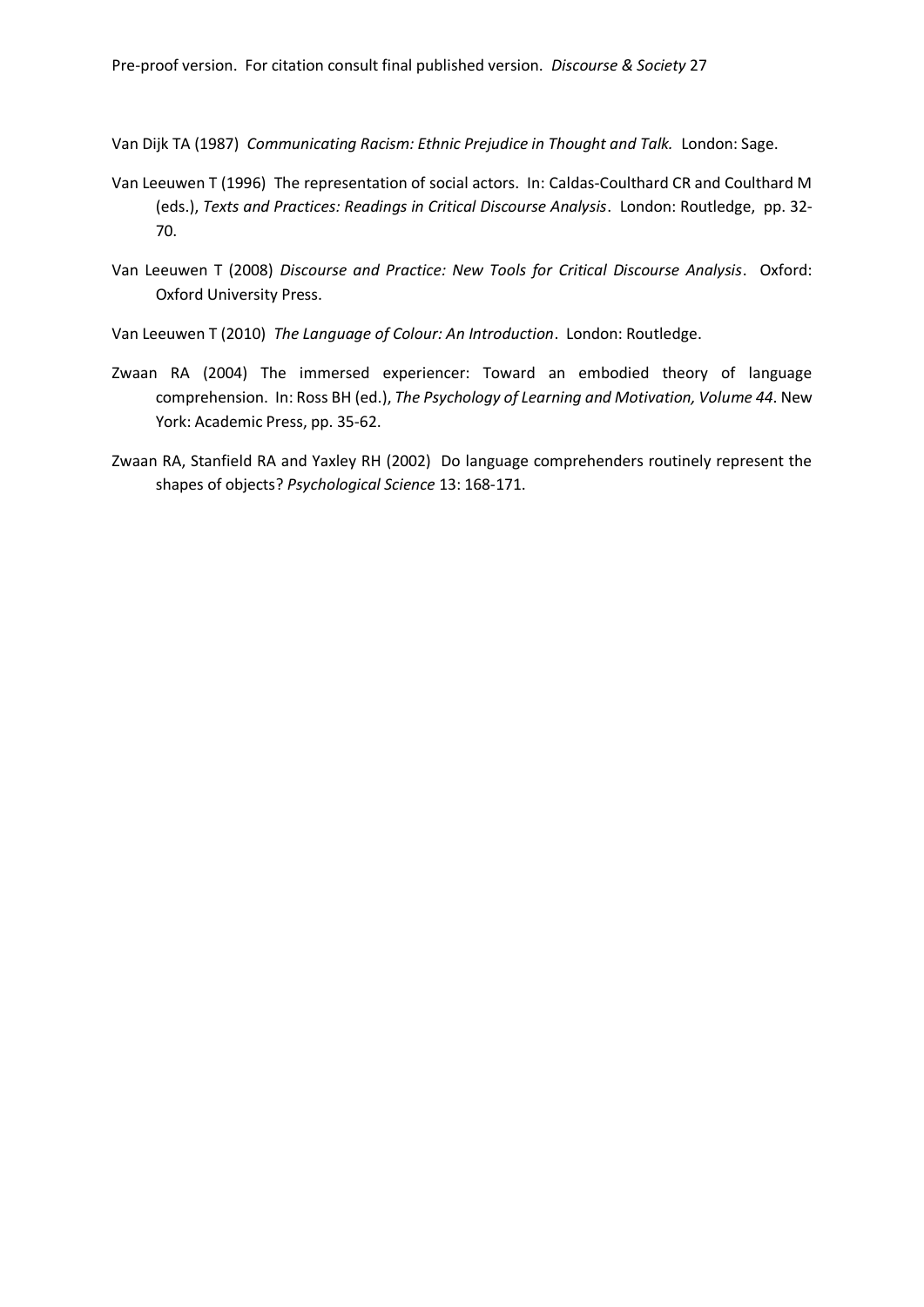Van Dijk TA (1987) *Communicating Racism: Ethnic Prejudice in Thought and Talk.* London: Sage.

Van Leeuwen T (1996) The representation of social actors. In: Caldas-Coulthard CR and Coulthard M (eds.), *Texts and Practices: Readings in Critical Discourse Analysis*. London: Routledge, pp. 32-70.

Van Leeuwen T (2008) *Discourse and Practice: New Tools for Critical Discourse Analysis*. Oxford: Oxford University Press.

Van Leeuwen T (2010) *The Language of Colour: An Introduction*. London: Routledge.

Zwaan RA (2004) The immersed experiencer: Toward an embodied theory of language comprehension. In: Ross BH (ed.), *The Psychology of Learning and Motivation, Volume 44*. New York: Academic Press, pp. 35-62.

Zwaan RA, Stanfield RA and Yaxley RH (2002) Do language comprehenders routinely represent the shapes of objects? *Psychological Science* 13: 168-171.